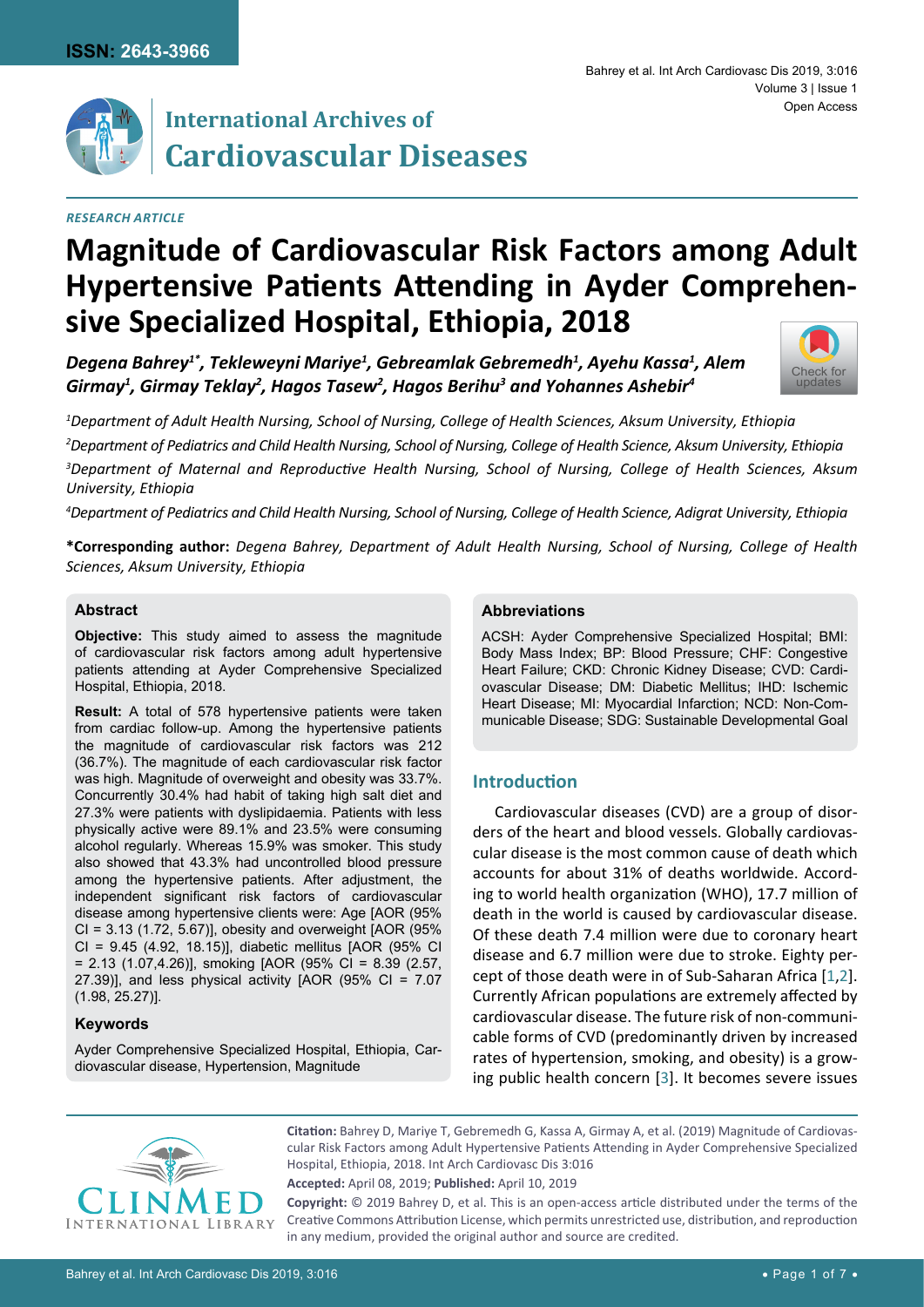ISSN: 2643-3966

# International Archives of Cardiovascular Diseases

Open Access

*RESEARCH ARTICLE*

# Magnitude of Cardiovascular Risk Factors among Adult Hypertensive Patients Attending in Ayder Comprehensive Specialized Hospital, Ethiopia, 2018

***Degena Bahrey[1*], Tekleweyni Mariye[1], Gebreamlak Gebremedh[1], Ayehu Kassa[1], Alem Girmay[1], Girmay Teklay[2], Hagos Tasew[2], Hagos Berihu[3] and Yohannes Ashebir[4]***

*[1]Department of Adult Health Nursing, School of Nursing, College of Health Sciences, Aksum University, Ethiopia*

*[2]Department of Pediatrics and Child Health Nursing, School of Nursing, College of Health Science, Aksum University, Ethiopia*

*[3]Department of Maternal and Reproductive Health Nursing, School of Nursing, College of Health Sciences, Aksum University, Ethiopia*

*[4]Department of Pediatrics and Child Health Nursing, School of Nursing, College of Health Science, Adigrat University, Ethiopia*

**\*Corresponding author:** *Degena Bahrey, Department of Adult Health Nursing, School of Nursing, College of Health Sciences, Aksum University, Ethiopia*

### Abstract

**Objective:** This study aimed to assess the magnitude of cardiovascular risk factors among adult hypertensive patients attending at Ayder Comprehensive Specialized Hospital, Ethiopia, 2018.

**Result:** A total of 578 hypertensive patients were taken from cardiac follow-up. Among the hypertensive patients the magnitude of cardiovascular risk factors was 212 (36.7%). The magnitude of each cardiovascular risk factor was high. Magnitude of overweight and obesity was 33.7%. Concurrently 30.4% had habit of taking high salt diet and 27.3% were patients with dyslipidaemia. Patients with less physically active were 89.1% and 23.5% were consuming alcohol regularly. Whereas 15.9% was smoker. This study also showed that 43.3% had uncontrolled blood pressure among the hypertensive patients. After adjustment, the independent significant risk factors of cardiovascular disease among hypertensive clients were: Age [AOR (95% CI = 3.13 (1.72, 5.67)], obesity and overweight [AOR (95% CI = 9.45 (4.92, 18.15)], diabetic mellitus [AOR (95% CI = 2.13 (1.07,4.26)], smoking [AOR (95% CI = 8.39 (2.57, 27.39)], and less physical activity [AOR (95% CI = 7.07 (1.98, 25.27)].

### Keywords

Ayder Comprehensive Specialized Hospital, Ethiopia, Cardiovascular disease, Hypertension, Magnitude

### Abbreviations

ACSH: Ayder Comprehensive Specialized Hospital; BMI: Body Mass Index; BP: Blood Pressure; CHF: Congestive Heart Failure; CKD: Chronic Kidney Disease; CVD: Cardiovascular Disease; DM: Diabetic Mellitus; IHD: Ischemic Heart Disease; MI: Myocardial Infarction; NCD: Non-Communicable Disease; SDG: Sustainable Developmental Goal

## Introduction

Cardiovascular diseases (CVD) are a group of disorders of the heart and blood vessels. Globally cardiovascular disease is the most common cause of death which accounts for about 31% of deaths worldwide. According to world health organization (WHO), 17.7 million of death in the world is caused by cardiovascular disease. Of these death 7.4 million were due to coronary heart disease and 6.7 million were due to stroke. Eighty percept of those death were in of Sub-Saharan Africa [1,2]. Currently African populations are extremely affected by cardiovascular disease. The future risk of non-communicable forms of CVD (predominantly driven by increased rates of hypertension, smoking, and obesity) is a growing public health concern [3]. It becomes severe issues

**Citation:** Bahrey D, Mariye T, Gebremedh G, Kassa A, Girmay A, et al. (2019) Magnitude of Cardiovascular Risk Factors among Adult Hypertensive Patients Attending in Ayder Comprehensive Specialized Hospital, Ethiopia, 2018. Int Arch Cardiovasc Dis 3:016

**Accepted:** April 08, 2019; **Published:** April 10, 2019

**Copyright:** © 2019 Bahrey D, et al. This is an open-access article distributed under the terms of the Creative Commons Attribution License, which permits unrestricted use, distribution, and reproduction in any medium, provided the original author and source are credited.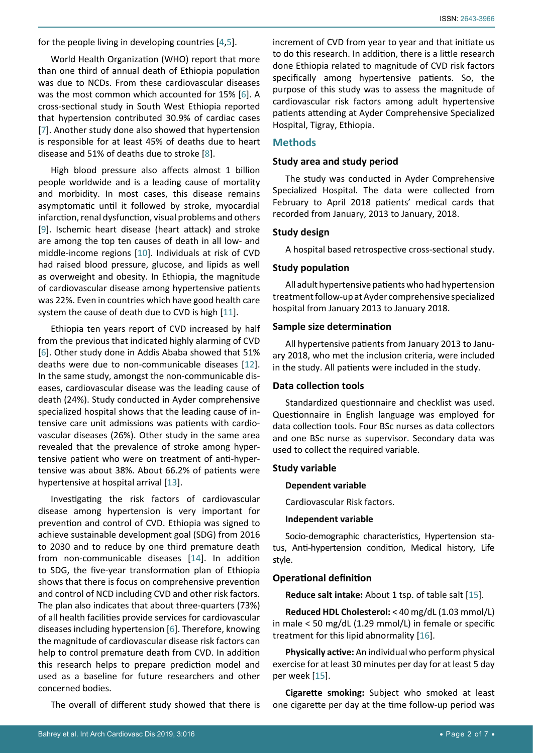for the people living in developing countries [4,5].

World Health Organization (WHO) report that more than one third of annual death of Ethiopia population was due to NCDs. From these cardiovascular diseases was the most common which accounted for 15% [6]. A cross-sectional study in South West Ethiopia reported that hypertension contributed 30.9% of cardiac cases [7]. Another study done also showed that hypertension is responsible for at least 45% of deaths due to heart disease and 51% of deaths due to stroke [8].

High blood pressure also affects almost 1 billion people worldwide and is a leading cause of mortality and morbidity. In most cases, this disease remains asymptomatic until it followed by stroke, myocardial infarction, renal dysfunction, visual problems and others [9]. Ischemic heart disease (heart attack) and stroke are among the top ten causes of death in all low- and middle-income regions [10]. Individuals at risk of CVD had raised blood pressure, glucose, and lipids as well as overweight and obesity. In Ethiopia, the magnitude of cardiovascular disease among hypertensive patients was 22%. Even in countries which have good health care system the cause of death due to CVD is high [11].

Ethiopia ten years report of CVD increased by half from the previous that indicated highly alarming of CVD [6]. Other study done in Addis Ababa showed that 51% deaths were due to non-communicable diseases [12]. In the same study, amongst the non-communicable diseases, cardiovascular disease was the leading cause of death (24%). Study conducted in Ayder comprehensive specialized hospital shows that the leading cause of intensive care unit admissions was patients with cardiovascular diseases (26%). Other study in the same area revealed that the prevalence of stroke among hypertensive patient who were on treatment of anti-hypertensive was about 38%. About 66.2% of patients were hypertensive at hospital arrival [13].

Investigating the risk factors of cardiovascular disease among hypertension is very important for prevention and control of CVD. Ethiopia was signed to achieve sustainable development goal (SDG) from 2016 to 2030 and to reduce by one third premature death from non-communicable diseases [14]. In addition to SDG, the five-year transformation plan of Ethiopia shows that there is focus on comprehensive prevention and control of NCD including CVD and other risk factors. The plan also indicates that about three-quarters (73%) of all health facilities provide services for cardiovascular diseases including hypertension [6]. Therefore, knowing the magnitude of cardiovascular disease risk factors can help to control premature death from CVD. In addition this research helps to prepare prediction model and used as a baseline for future researchers and other concerned bodies.

The overall of different study showed that there is increment of CVD from year to year and that initiate us to do this research. In addition, there is a little research done Ethiopia related to magnitude of CVD risk factors specifically among hypertensive patients. So, the purpose of this study was to assess the magnitude of cardiovascular risk factors among adult hypertensive patients attending at Ayder Comprehensive Specialized Hospital, Tigray, Ethiopia.

## Methods

### Study area and study period

The study was conducted in Ayder Comprehensive Specialized Hospital. The data were collected from February to April 2018 patients' medical cards that recorded from January, 2013 to January, 2018.

### Study design

A hospital based retrospective cross-sectional study.

### Study population

All adult hypertensive patients who had hypertension treatment follow-up at Ayder comprehensive specialized hospital from January 2013 to January 2018.

### Sample size determination

All hypertensive patients from January 2013 to January 2018, who met the inclusion criteria, were included in the study. All patients were included in the study.

### Data collection tools

Standardized questionnaire and checklist was used. Questionnaire in English language was employed for data collection tools. Four BSc nurses as data collectors and one BSc nurse as supervisor. Secondary data was used to collect the required variable.

### Study variable

**Dependent variable**

Cardiovascular Risk factors.

**Independent variable**

Socio-demographic characteristics, Hypertension status, Anti-hypertension condition, Medical history, Life style.

### Operational definition

**Reduce salt intake:** About 1 tsp. of table salt [15].

**Reduced HDL Cholesterol:** < 40 mg/dL (1.03 mmol/L) in male < 50 mg/dL (1.29 mmol/L) in female or specific treatment for this lipid abnormality [16].

**Physically active:** An individual who perform physical exercise for at least 30 minutes per day for at least 5 day per week [15].

**Cigarette smoking:** Subject who smoked at least one cigarette per day at the time follow-up period was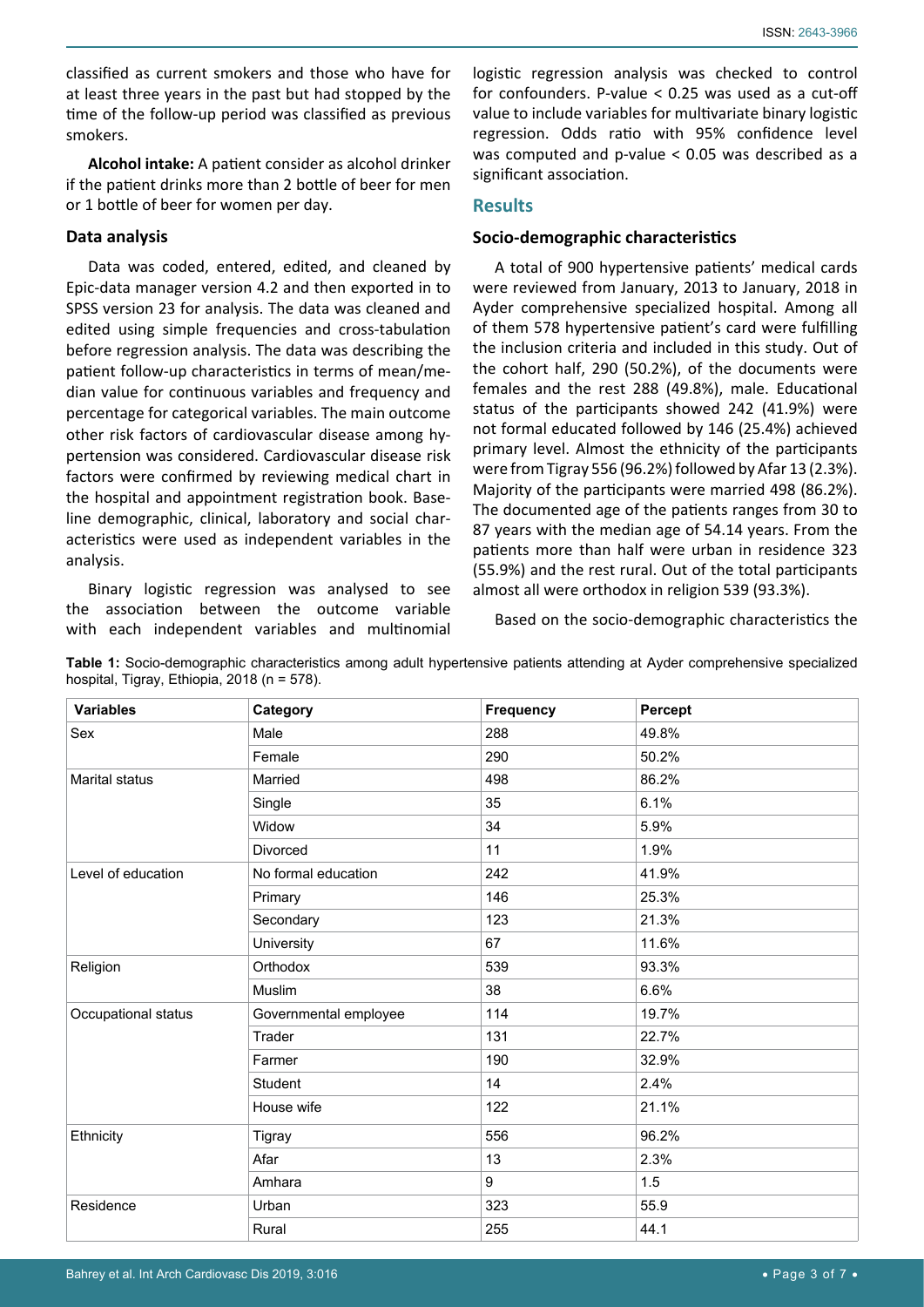classified as current smokers and those who have for at least three years in the past but had stopped by the time of the follow-up period was classified as previous smokers.

**Alcohol intake:** A patient consider as alcohol drinker if the patient drinks more than 2 bottle of beer for men or 1 bottle of beer for women per day.

### Data analysis

Data was coded, entered, edited, and cleaned by Epic-data manager version 4.2 and then exported in to SPSS version 23 for analysis. The data was cleaned and edited using simple frequencies and cross-tabulation before regression analysis. The data was describing the patient follow-up characteristics in terms of mean/median value for continuous variables and frequency and percentage for categorical variables. The main outcome other risk factors of cardiovascular disease among hypertension was considered. Cardiovascular disease risk factors were confirmed by reviewing medical chart in the hospital and appointment registration book. Baseline demographic, clinical, laboratory and social characteristics were used as independent variables in the analysis.

Binary logistic regression was analysed to see the association between the outcome variable with each independent variables and multinomial logistic regression analysis was checked to control for confounders. P-value < 0.25 was used as a cut-off value to include variables for multivariate binary logistic regression. Odds ratio with 95% confidence level was computed and p-value < 0.05 was described as a significant association.

## Results

### Socio-demographic characteristics

A total of 900 hypertensive patients' medical cards were reviewed from January, 2013 to January, 2018 in Ayder comprehensive specialized hospital. Among all of them 578 hypertensive patient's card were fulfilling the inclusion criteria and included in this study. Out of the cohort half, 290 (50.2%), of the documents were females and the rest 288 (49.8%), male. Educational status of the participants showed 242 (41.9%) were not formal educated followed by 146 (25.4%) achieved primary level. Almost the ethnicity of the participants were from Tigray 556 (96.2%) followed by Afar 13 (2.3%). Majority of the participants were married 498 (86.2%). The documented age of the patients ranges from 30 to 87 years with the median age of 54.14 years. From the patients more than half were urban in residence 323 (55.9%) and the rest rural. Out of the total participants almost all were orthodox in religion 539 (93.3%).

Based on the socio-demographic characteristics the

**Table 1:** Socio-demographic characteristics among adult hypertensive patients attending at Ayder comprehensive specialized hospital, Tigray, Ethiopia, 2018 (n = 578).

| Variables | Category | Frequency | Percept |
|---|---|---|---|
| Sex | Male | 288 | 49.8% |
| | Female | 290 | 50.2% |
| Marital status | Married | 498 | 86.2% |
| | Single | 35 | 6.1% |
| | Widow | 34 | 5.9% |
| | Divorced | 11 | 1.9% |
| Level of education | No formal education | 242 | 41.9% |
| | Primary | 146 | 25.3% |
| | Secondary | 123 | 21.3% |
| | University | 67 | 11.6% |
| Religion | Orthodox | 539 | 93.3% |
| | Muslim | 38 | 6.6% |
| Occupational status | Governmental employee | 114 | 19.7% |
| | Trader | 131 | 22.7% |
| | Farmer | 190 | 32.9% |
| | Student | 14 | 2.4% |
| | House wife | 122 | 21.1% |
| Ethnicity | Tigray | 556 | 96.2% |
| | Afar | 13 | 2.3% |
| | Amhara | 9 | 1.5 |
| Residence | Urban | 323 | 55.9 |
| | Rural | 255 | 44.1 |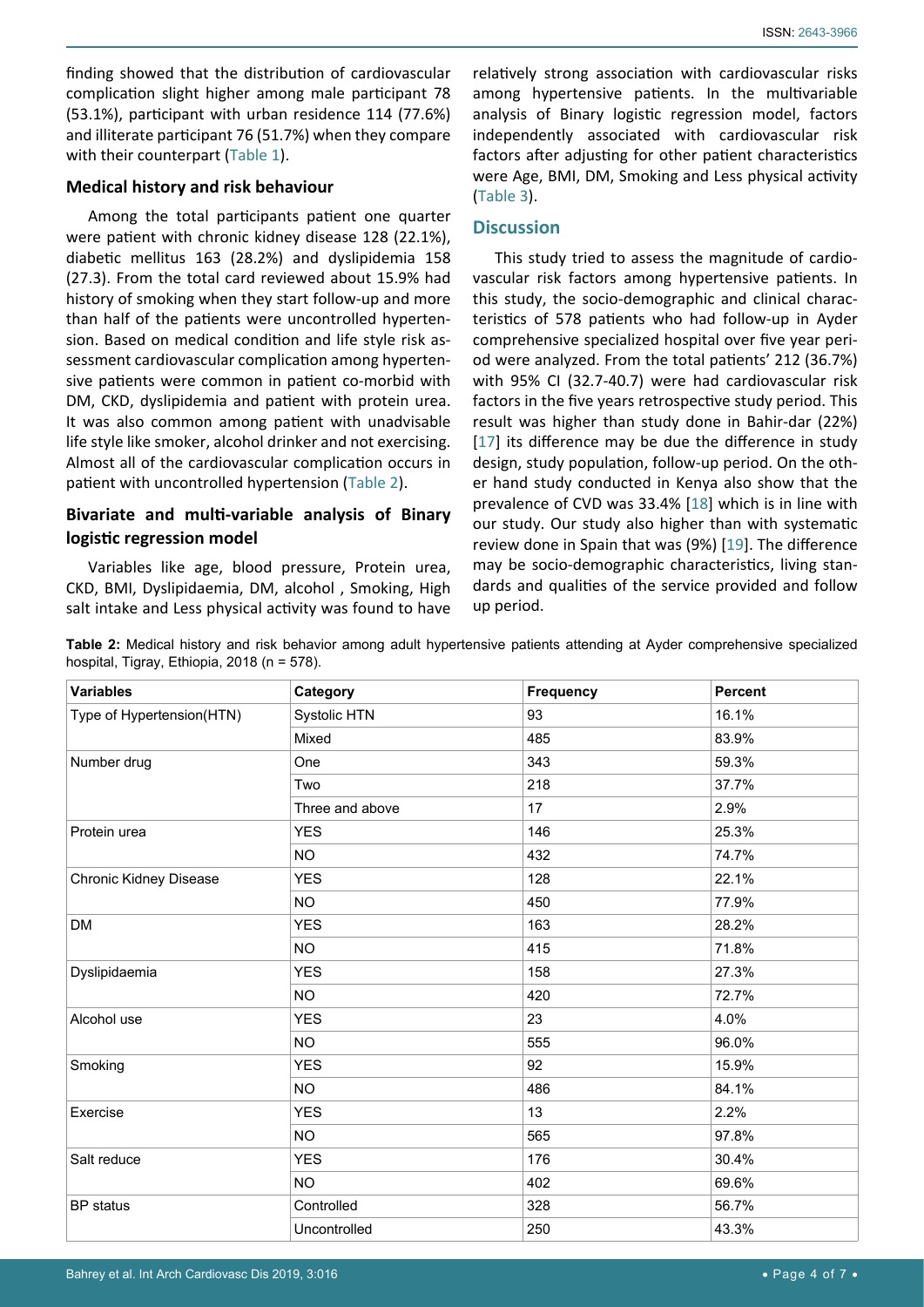finding showed that the distribution of cardiovascular complication slight higher among male participant 78 (53.1%), participant with urban residence 114 (77.6%) and illiterate participant 76 (51.7%) when they compare with their counterpart (Table 1).

### Medical history and risk behaviour

Among the total participants patient one quarter were patient with chronic kidney disease 128 (22.1%), diabetic mellitus 163 (28.2%) and dyslipidemia 158 (27.3). From the total card reviewed about 15.9% had history of smoking when they start follow-up and more than half of the patients were uncontrolled hypertension. Based on medical condition and life style risk assessment cardiovascular complication among hypertensive patients were common in patient co-morbid with DM, CKD, dyslipidemia and patient with protein urea. It was also common among patient with unadvisable life style like smoker, alcohol drinker and not exercising. Almost all of the cardiovascular complication occurs in patient with uncontrolled hypertension (Table 2).

### Bivariate and multi-variable analysis of Binary logistic regression model

Variables like age, blood pressure, Protein urea, CKD, BMI, Dyslipidaemia, DM, alcohol , Smoking, High salt intake and Less physical activity was found to have relatively strong association with cardiovascular risks among hypertensive patients. In the multivariable analysis of Binary logistic regression model, factors independently associated with cardiovascular risk factors after adjusting for other patient characteristics were Age, BMI, DM, Smoking and Less physical activity (Table 3).

## Discussion

This study tried to assess the magnitude of cardiovascular risk factors among hypertensive patients. In this study, the socio-demographic and clinical characteristics of 578 patients who had follow-up in Ayder comprehensive specialized hospital over five year period were analyzed. From the total patients' 212 (36.7%) with 95% CI (32.7-40.7) were had cardiovascular risk factors in the five years retrospective study period. This result was higher than study done in Bahir-dar (22%) [17] its difference may be due the difference in study design, study population, follow-up period. On the other hand study conducted in Kenya also show that the prevalence of CVD was 33.4% [18] which is in line with our study. Our study also higher than with systematic review done in Spain that was (9%) [19]. The difference may be socio-demographic characteristics, living standards and qualities of the service provided and follow up period.

**Table 2:** Medical history and risk behavior among adult hypertensive patients attending at Ayder comprehensive specialized hospital, Tigray, Ethiopia, 2018 (n = 578).

| Variables | Category | Frequency | Percent |
|---|---|---|---|
| Type of Hypertension(HTN) | Systolic HTN | 93 | 16.1% |
| | Mixed | 485 | 83.9% |
| Number drug | One | 343 | 59.3% |
| | Two | 218 | 37.7% |
| | Three and above | 17 | 2.9% |
| Protein urea | YES | 146 | 25.3% |
| | NO | 432 | 74.7% |
| Chronic Kidney Disease | YES | 128 | 22.1% |
| | NO | 450 | 77.9% |
| DM | YES | 163 | 28.2% |
| | NO | 415 | 71.8% |
| Dyslipidaemia | YES | 158 | 27.3% |
| | NO | 420 | 72.7% |
| Alcohol use | YES | 23 | 4.0% |
| | NO | 555 | 96.0% |
| Smoking | YES | 92 | 15.9% |
| | NO | 486 | 84.1% |
| Exercise | YES | 13 | 2.2% |
| | NO | 565 | 97.8% |
| Salt reduce | YES | 176 | 30.4% |
| | NO | 402 | 69.6% |
| BP status | Controlled | 328 | 56.7% |
| | Uncontrolled | 250 | 43.3% |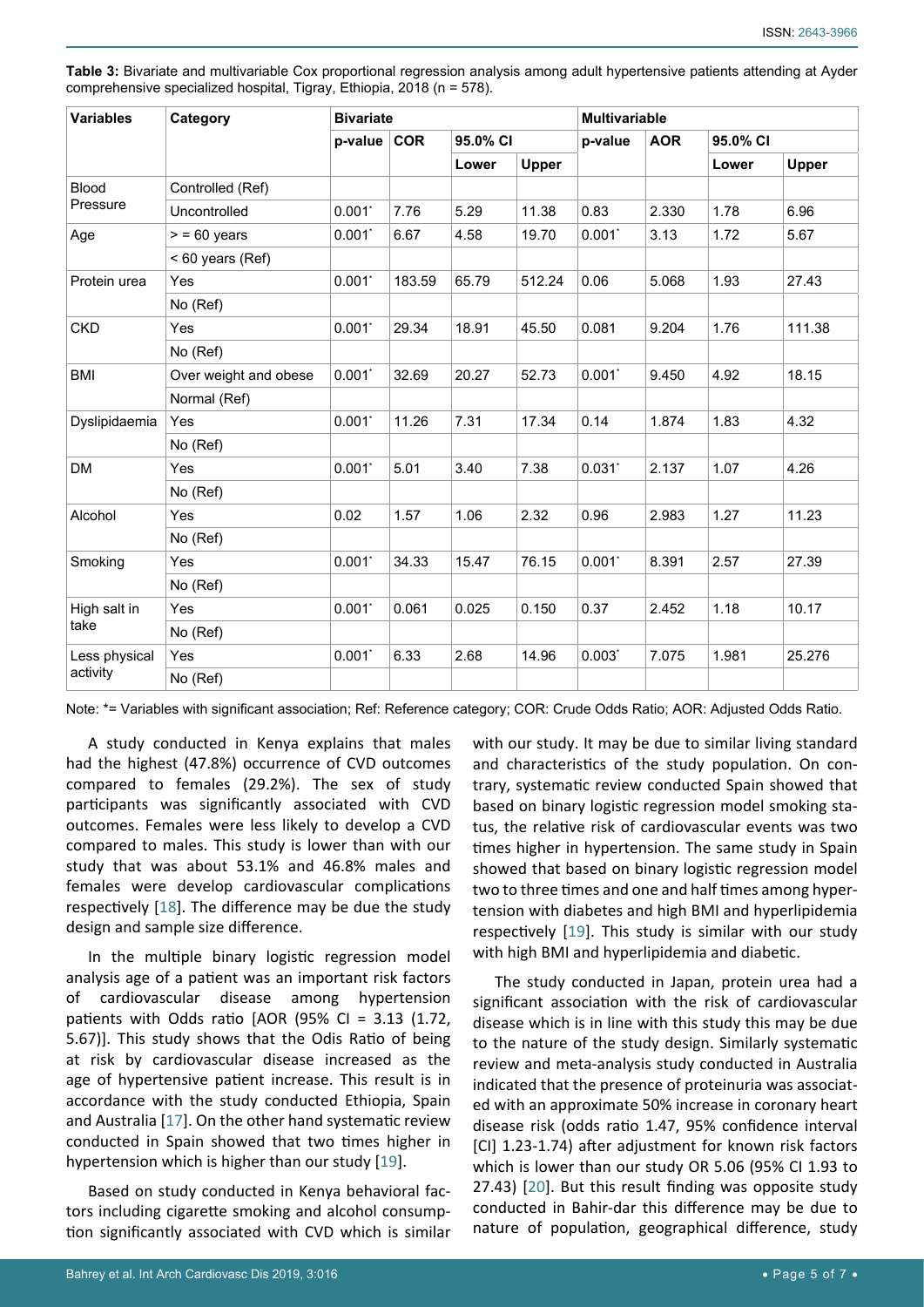**Table 3:** Bivariate and multivariable Cox proportional regression analysis among adult hypertensive patients attending at Ayder comprehensive specialized hospital, Tigray, Ethiopia, 2018 (n = 578).

| Variables | Category | Bivariate | | | | Multivariable | | | |
|---|---|---|---|---|---|---|---|---|---|
| | | p-value | COR | 95.0% CI | | p-value | AOR | 95.0% CI | |
| | | | | Lower | Upper | | | Lower | Upper |
| Blood Pressure | Controlled (Ref) | | | | | | | | |
| | Uncontrolled | 0.001* | 7.76 | 5.29 | 11.38 | 0.83 | 2.330 | 1.78 | 6.96 |
| Age | > = 60 years | 0.001* | 6.67 | 4.58 | 19.70 | 0.001* | 3.13 | 1.72 | 5.67 |
| | < 60 years (Ref) | | | | | | | | |
| Protein urea | Yes | 0.001* | 183.59 | 65.79 | 512.24 | 0.06 | 5.068 | 1.93 | 27.43 |
| | No (Ref) | | | | | | | | |
| CKD | Yes | 0.001* | 29.34 | 18.91 | 45.50 | 0.081 | 9.204 | 1.76 | 111.38 |
| | No (Ref) | | | | | | | | |
| BMI | Over weight and obese | 0.001* | 32.69 | 20.27 | 52.73 | 0.001* | 9.450 | 4.92 | 18.15 |
| | Normal (Ref) | | | | | | | | |
| Dyslipidaemia | Yes | 0.001* | 11.26 | 7.31 | 17.34 | 0.14 | 1.874 | 1.83 | 4.32 |
| | No (Ref) | | | | | | | | |
| DM | Yes | 0.001* | 5.01 | 3.40 | 7.38 | 0.031* | 2.137 | 1.07 | 4.26 |
| | No (Ref) | | | | | | | | |
| Alcohol | Yes | 0.02 | 1.57 | 1.06 | 2.32 | 0.96 | 2.983 | 1.27 | 11.23 |
| | No (Ref) | | | | | | | | |
| Smoking | Yes | 0.001* | 34.33 | 15.47 | 76.15 | 0.001* | 8.391 | 2.57 | 27.39 |
| | No (Ref) | | | | | | | | |
| High salt in take | Yes | 0.001* | 0.061 | 0.025 | 0.150 | 0.37 | 2.452 | 1.18 | 10.17 |
| | No (Ref) | | | | | | | | |
| Less physical activity | Yes | 0.001* | 6.33 | 2.68 | 14.96 | 0.003* | 7.075 | 1.981 | 25.276 |
| | No (Ref) | | | | | | | | |

Note: *= Variables with significant association; Ref: Reference category; COR: Crude Odds Ratio; AOR: Adjusted Odds Ratio.

A study conducted in Kenya explains that males had the highest (47.8%) occurrence of CVD outcomes compared to females (29.2%). The sex of study participants was significantly associated with CVD outcomes. Females were less likely to develop a CVD compared to males. This study is lower than with our study that was about 53.1% and 46.8% males and females were develop cardiovascular complications respectively [18]. The difference may be due the study design and sample size difference.

In the multiple binary logistic regression model analysis age of a patient was an important risk factors of cardiovascular disease among hypertension patients with Odds ratio [AOR (95% CI = 3.13 (1.72, 5.67)]. This study shows that the Odis Ratio of being at risk by cardiovascular disease increased as the age of hypertensive patient increase. This result is in accordance with the study conducted Ethiopia, Spain and Australia [17]. On the other hand systematic review conducted in Spain showed that two times higher in hypertension which is higher than our study [19].

Based on study conducted in Kenya behavioral factors including cigarette smoking and alcohol consumption significantly associated with CVD which is similar with our study. It may be due to similar living standard and characteristics of the study population. On contrary, systematic review conducted Spain showed that based on binary logistic regression model smoking status, the relative risk of cardiovascular events was two times higher in hypertension. The same study in Spain showed that based on binary logistic regression model two to three times and one and half times among hypertension with diabetes and high BMI and hyperlipidemia respectively [19]. This study is similar with our study with high BMI and hyperlipidemia and diabetic.

The study conducted in Japan, protein urea had a significant association with the risk of cardiovascular disease which is in line with this study this may be due to the nature of the study design. Similarly systematic review and meta-analysis study conducted in Australia indicated that the presence of proteinuria was associated with an approximate 50% increase in coronary heart disease risk (odds ratio 1.47, 95% confidence interval [CI] 1.23-1.74) after adjustment for known risk factors which is lower than our study OR 5.06 (95% CI 1.93 to 27.43) [20]. But this result finding was opposite study conducted in Bahir-dar this difference may be due to nature of population, geographical difference, study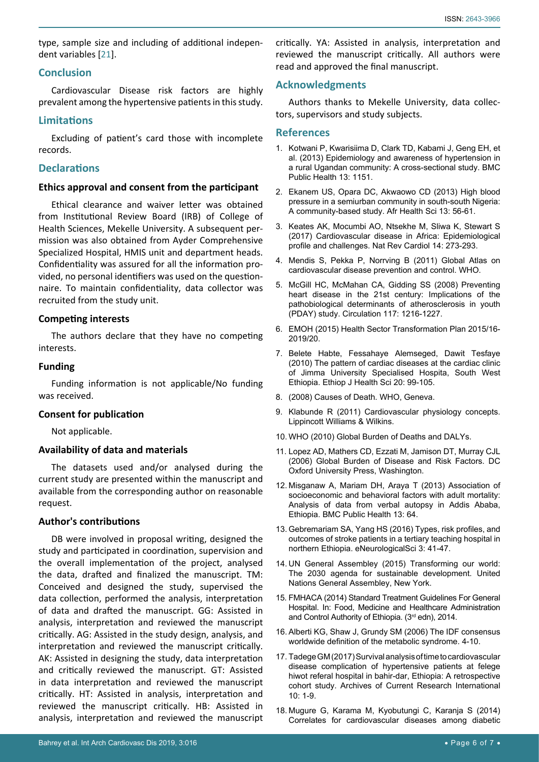type, sample size and including of additional independent variables [21].

## Conclusion

Cardiovascular Disease risk factors are highly prevalent among the hypertensive patients in this study.

## Limitations

Excluding of patient's card those with incomplete records.

## Declarations

### Ethics approval and consent from the participant

Ethical clearance and waiver letter was obtained from Institutional Review Board (IRB) of College of Health Sciences, Mekelle University. A subsequent permission was also obtained from Ayder Comprehensive Specialized Hospital, HMIS unit and department heads. Confidentiality was assured for all the information provided, no personal identifiers was used on the questionnaire. To maintain confidentiality, data collector was recruited from the study unit.

### Competing interests

The authors declare that they have no competing interests.

### Funding

Funding information is not applicable/No funding was received.

### Consent for publication

Not applicable.

### Availability of data and materials

The datasets used and/or analysed during the current study are presented within the manuscript and available from the corresponding author on reasonable request.

### Author's contributions

DB were involved in proposal writing, designed the study and participated in coordination, supervision and the overall implementation of the project, analysed the data, drafted and finalized the manuscript. TM: Conceived and designed the study, supervised the data collection, performed the analysis, interpretation of data and drafted the manuscript. GG: Assisted in analysis, interpretation and reviewed the manuscript critically. AG: Assisted in the study design, analysis, and interpretation and reviewed the manuscript critically. AK: Assisted in designing the study, data interpretation and critically reviewed the manuscript. GT: Assisted in data interpretation and reviewed the manuscript critically. HT: Assisted in analysis, interpretation and reviewed the manuscript critically. HB: Assisted in analysis, interpretation and reviewed the manuscript critically. YA: Assisted in analysis, interpretation and reviewed the manuscript critically. All authors were read and approved the final manuscript.

## Acknowledgments

Authors thanks to Mekelle University, data collectors, supervisors and study subjects.

## References

1. Kotwani P, Kwarisiima D, Clark TD, Kabami J, Geng EH, et al. (2013) Epidemiology and awareness of hypertension in a rural Ugandan community: A cross-sectional study. BMC Public Health 13: 1151.
2. Ekanem US, Opara DC, Akwaowo CD (2013) High blood pressure in a semiurban community in south-south Nigeria: A community-based study. Afr Health Sci 13: 56-61.
3. Keates AK, Mocumbi AO, Ntsekhe M, Sliwa K, Stewart S (2017) Cardiovascular disease in Africa: Epidemiological profile and challenges. Nat Rev Cardiol 14: 273-293.
4. Mendis S, Pekka P, Norrving B (2011) Global Atlas on cardiovascular disease prevention and control. WHO.
5. McGill HC, McMahan CA, Gidding SS (2008) Preventing heart disease in the 21st century: Implications of the pathobiological determinants of atherosclerosis in youth (PDAY) study. Circulation 117: 1216-1227.
6. EMOH (2015) Health Sector Transformation Plan 2015/16-2019/20.
7. Belete Habte, Fessahaye Alemseged, Dawit Tesfaye (2010) The pattern of cardiac diseases at the cardiac clinic of Jimma University Specialised Hospita, South West Ethiopia. Ethiop J Health Sci 20: 99-105.
8. (2008) Causes of Death. WHO, Geneva.
9. Klabunde R (2011) Cardiovascular physiology concepts. Lippincott Williams & Wilkins.
10. WHO (2010) Global Burden of Deaths and DALYs.
11. Lopez AD, Mathers CD, Ezzati M, Jamison DT, Murray CJL (2006) Global Burden of Disease and Risk Factors. DC Oxford University Press, Washington.
12. Misganaw A, Mariam DH, Araya T (2013) Association of socioeconomic and behavioral factors with adult mortality: Analysis of data from verbal autopsy in Addis Ababa, Ethiopia. BMC Public Health 13: 64.
13. Gebremariam SA, Yang HS (2016) Types, risk profiles, and outcomes of stroke patients in a tertiary teaching hospital in northern Ethiopia. eNeurologicalSci 3: 41-47.
14. UN General Assembley (2015) Transforming our world: The 2030 agenda for sustainable development. United Nations General Assembley, New York.
15. FMHACA (2014) Standard Treatment Guidelines For General Hospital. In: Food, Medicine and Healthcare Administration and Control Authority of Ethiopia. (3rd edn), 2014.
16. Alberti KG, Shaw J, Grundy SM (2006) The IDF consensus worldwide definition of the metabolic syndrome. 4-10.
17. Tadege GM (2017) Survival analysis of time to cardiovascular disease complication of hypertensive patients at felege hiwot referal hospital in bahir-dar, Ethiopia: A retrospective cohort study. Archives of Current Research International 10: 1-9.
18. Mugure G, Karama M, Kyobutungi C, Karanja S (2014) Correlates for cardiovascular diseases among diabetic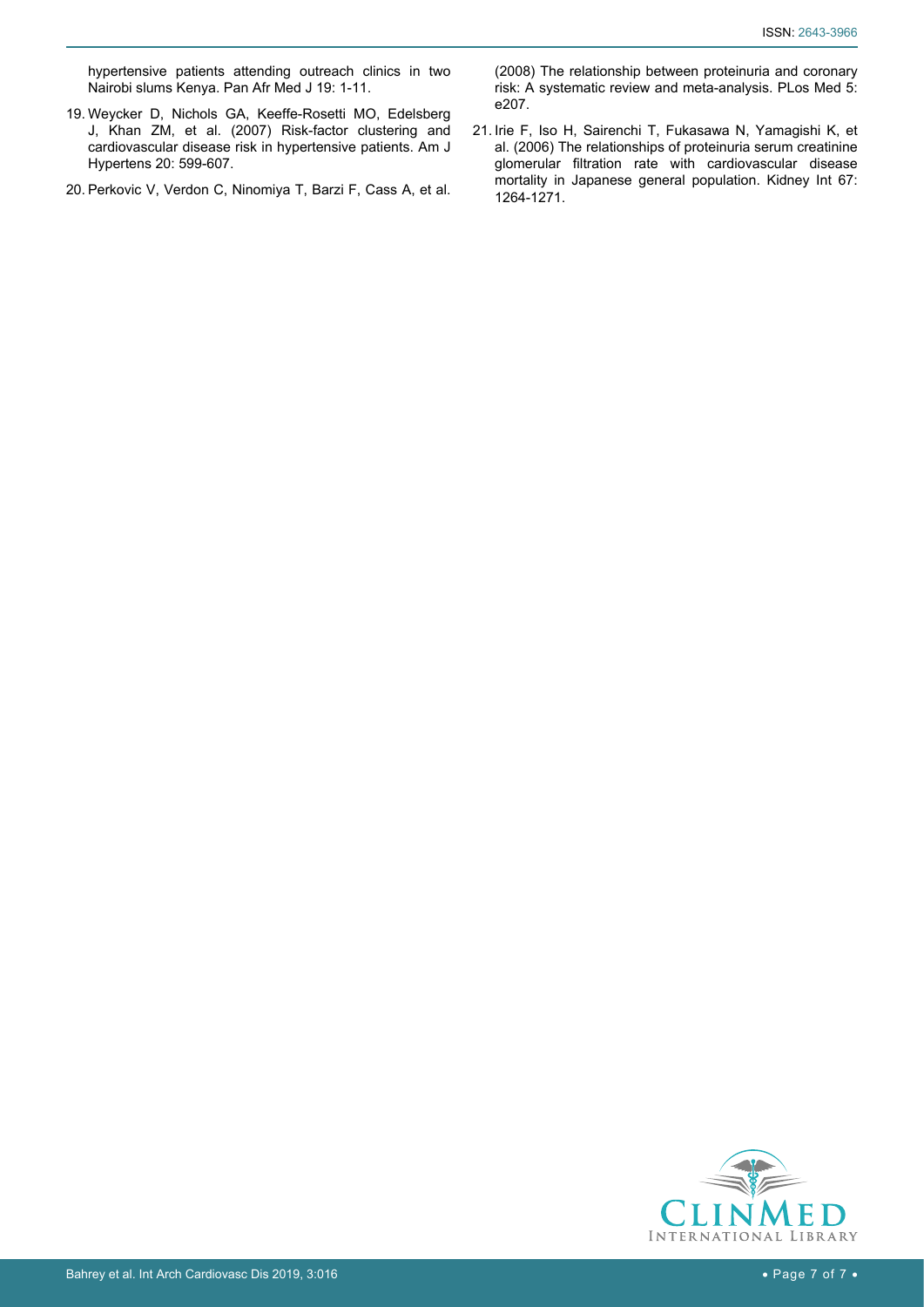hypertensive patients attending outreach clinics in two Nairobi slums Kenya. Pan Afr Med J 19: 1-11.

19. Weycker D, Nichols GA, Keeffe-Rosetti MO, Edelsberg J, Khan ZM, et al. (2007) Risk-factor clustering and cardiovascular disease risk in hypertensive patients. Am J Hypertens 20: 599-607.

20. Perkovic V, Verdon C, Ninomiya T, Barzi F, Cass A, et al. (2008) The relationship between proteinuria and coronary risk: A systematic review and meta-analysis. PLos Med 5: e207.

21. Irie F, Iso H, Sairenchi T, Fukasawa N, Yamagishi K, et al. (2006) The relationships of proteinuria serum creatinine glomerular filtration rate with cardiovascular disease mortality in Japanese general population. Kidney Int 67: 1264-1271.